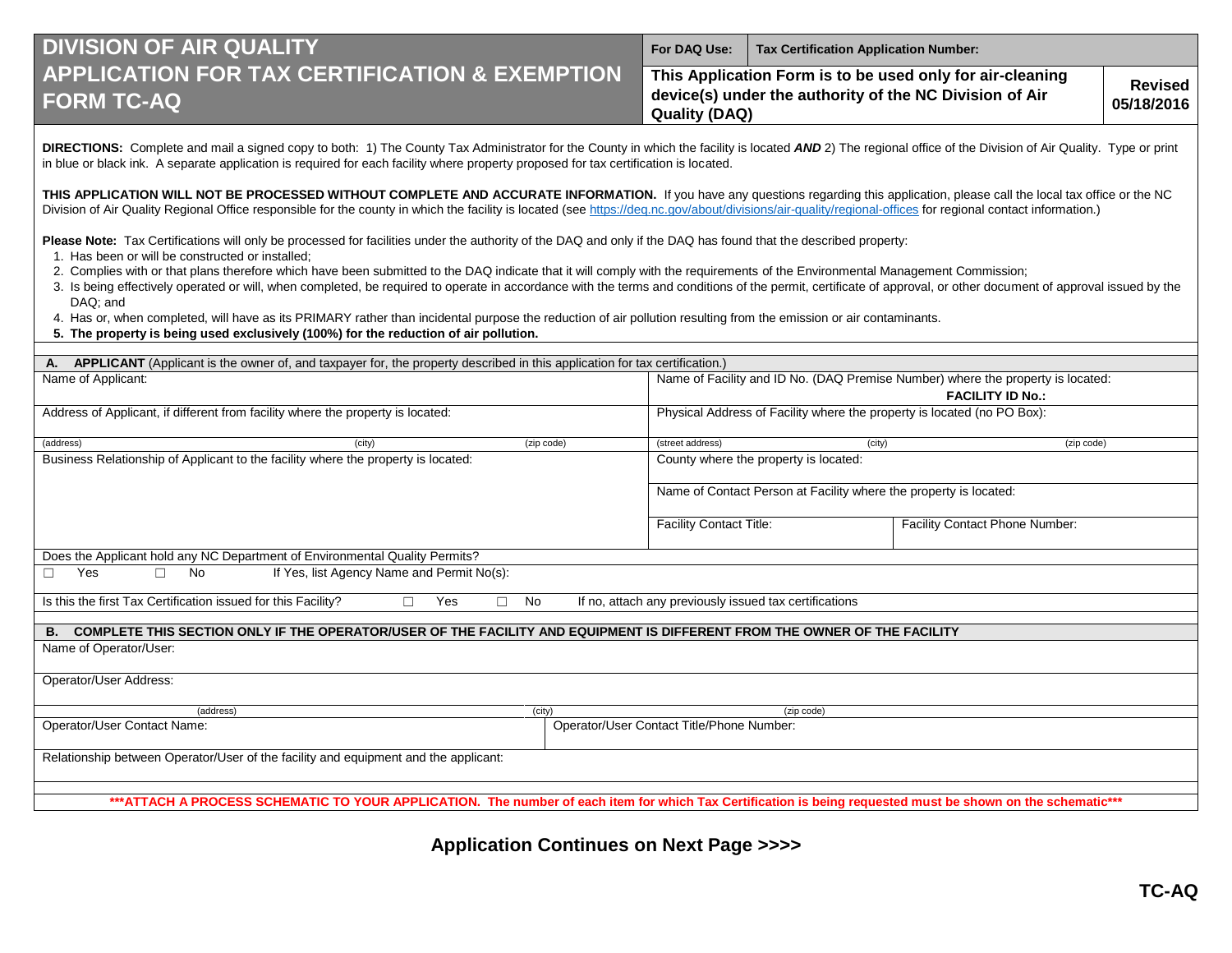# DIVISION OF AIR QUALITY
# APPLICATION FOR TAX CERTIFICATION & EXEMPTION FORM TC-AQ

| For DAQ Use: | Tax Certification Application Number: | |
|---|---|---|
| **This Application Form is to be used only for air-cleaning device(s) under the authority of the NC Division of Air Quality (DAQ)** | | **Revised 05/18/2016** |

**DIRECTIONS:** Complete and mail a signed copy to both: 1) The County Tax Administrator for the County in which the facility is located ***AND*** 2) The regional office of the Division of Air Quality. Type or print in blue or black ink. A separate application is required for each facility where property proposed for tax certification is located.

**THIS APPLICATION WILL NOT BE PROCESSED WITHOUT COMPLETE AND ACCURATE INFORMATION.** If you have any questions regarding this application, please call the local tax office or the NC Division of Air Quality Regional Office responsible for the county in which the facility is located (see https://deq.nc.gov/about/divisions/air-quality/regional-offices for regional contact information.)

**Please Note:** Tax Certifications will only be processed for facilities under the authority of the DAQ and only if the DAQ has found that the described property:

1. Has been or will be constructed or installed;
2. Complies with or that plans therefore which have been submitted to the DAQ indicate that it will comply with the requirements of the Environmental Management Commission;
3. Is being effectively operated or will, when completed, be required to operate in accordance with the terms and conditions of the permit, certificate of approval, or other document of approval issued by the DAQ; and
4. Has or, when completed, will have as its PRIMARY rather than incidental purpose the reduction of air pollution resulting from the emission or air contaminants.
5. **The property is being used exclusively (100%) for the reduction of air pollution.**

## A. APPLICANT (Applicant is the owner of, and taxpayer for, the property described in this application for tax certification.)

| | | |
|---|---|---|
| Name of Applicant: | Name of Facility and ID No. (DAQ Premise Number) where the property is located: **FACILITY ID No.:** | |
| Address of Applicant, if different from facility where the property is located: (address) (city) (zip code) | Physical Address of Facility where the property is located (no PO Box): (street address) (city) (zip code) | |
| Business Relationship of Applicant to the facility where the property is located: | County where the property is located: | |
| | Name of Contact Person at Facility where the property is located: | |
| | Facility Contact Title: | Facility Contact Phone Number: |

Does the Applicant hold any NC Department of Environmental Quality Permits?
☐ Yes ☐ No If Yes, list Agency Name and Permit No(s):

Is this the first Tax Certification issued for this Facility? ☐ Yes ☐ No If no, attach any previously issued tax certifications

## B. COMPLETE THIS SECTION ONLY IF THE OPERATOR/USER OF THE FACILITY AND EQUIPMENT IS DIFFERENT FROM THE OWNER OF THE FACILITY

| | |
|---|---|
| Name of Operator/User: | |
| Operator/User Address: (address) (city) (zip code) | |
| Operator/User Contact Name: | Operator/User Contact Title/Phone Number: |
| Relationship between Operator/User of the facility and equipment and the applicant: | |

**\*\*\*ATTACH A PROCESS SCHEMATIC TO YOUR APPLICATION. The number of each item for which Tax Certification is being requested must be shown on the schematic\*\*\***

**Application Continues on Next Page >>>>**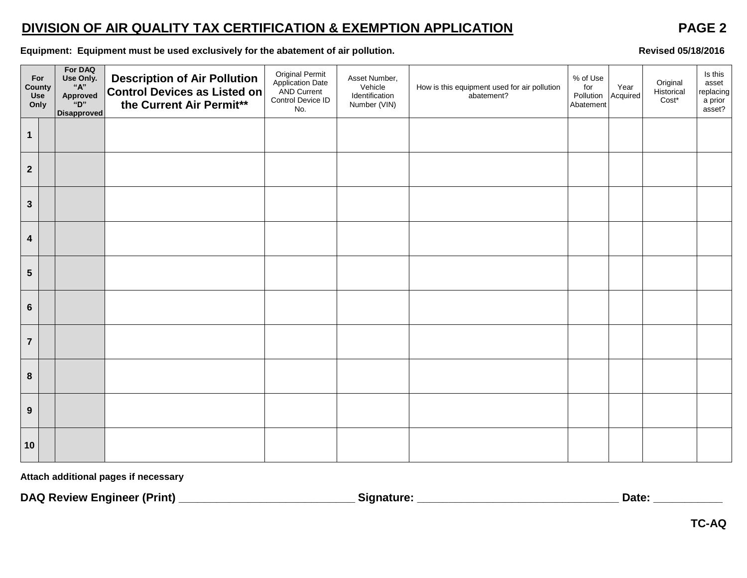# DIVISION OF AIR QUALITY TAX CERTIFICATION & EXEMPTION APPLICATION

**Equipment: Equipment must be used exclusively for the abatement of air pollution.**

**Revised 05/18/2016**

| For County Use Only | | For DAQ Use Only. "A" Approved "D" Disapproved | Description of Air Pollution Control Devices as Listed on the Current Air Permit** | Original Permit Application Date AND Current Control Device ID No. | Asset Number, Vehicle Identification Number (VIN) | How is this equipment used for air pollution abatement? | % of Use for Pollution Abatement | Year Acquired | Original Historical Cost* | Is this asset replacing a prior asset? |
|---|---|---|---|---|---|---|---|---|---|---|
| 1 | | | | | | | | | | |
| 2 | | | | | | | | | | |
| 3 | | | | | | | | | | |
| 4 | | | | | | | | | | |
| 5 | | | | | | | | | | |
| 6 | | | | | | | | | | |
| 7 | | | | | | | | | | |
| 8 | | | | | | | | | | |
| 9 | | | | | | | | | | |
| 10 | | | | | | | | | | |

**Attach additional pages if necessary**

**DAQ Review Engineer (Print)** ____________________________ **Signature:** ________________________________ **Date:** ___________

**TC-AQ**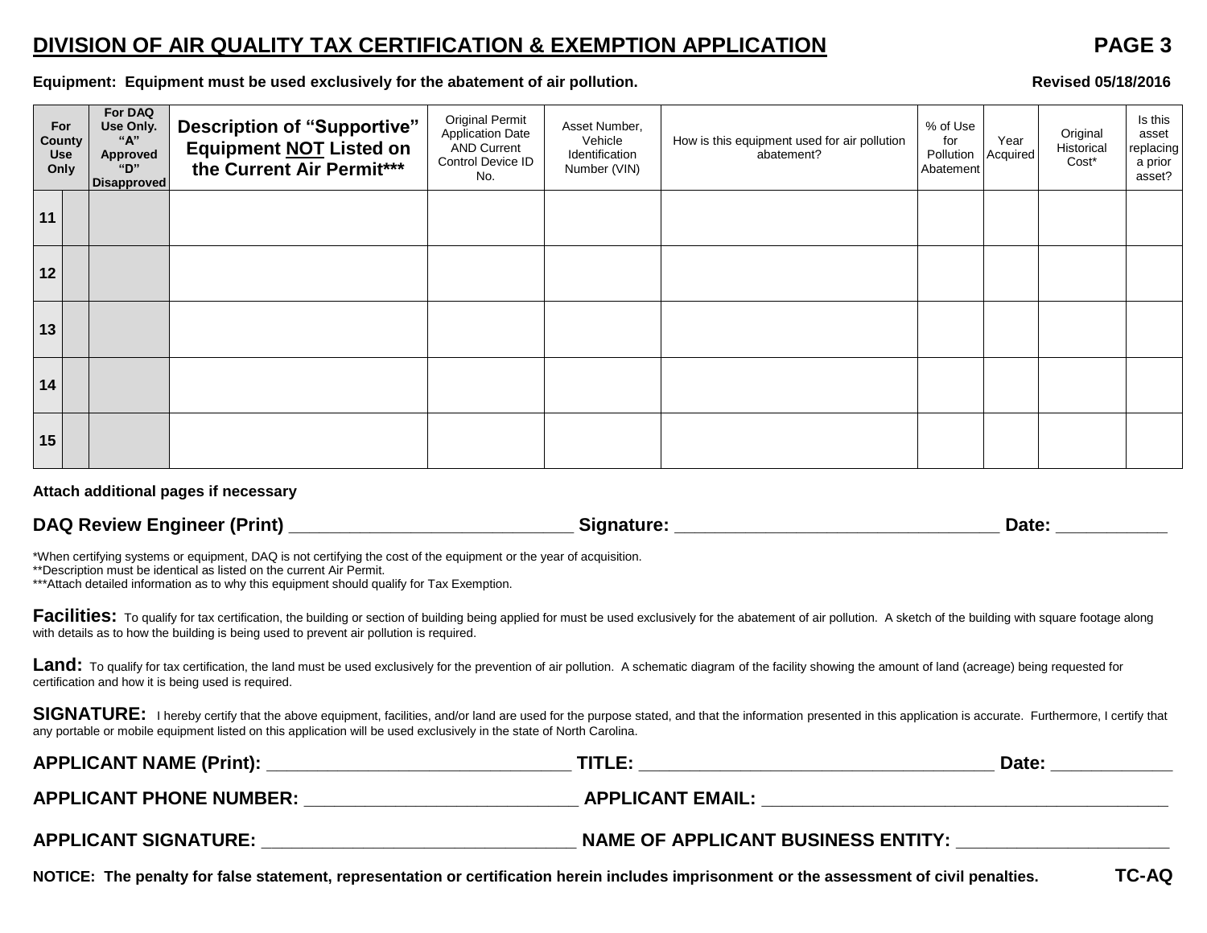# DIVISION OF AIR QUALITY TAX CERTIFICATION & EXEMPTION APPLICATION

**PAGE 3**

**Equipment: Equipment must be used exclusively for the abatement of air pollution.**

**Revised 05/18/2016**

| For County Use Only | | For DAQ Use Only. "A" Approved "D" Disapproved | Description of "Supportive" Equipment NOT Listed on the Current Air Permit*** | Original Permit Application Date AND Current Control Device ID No. | Asset Number, Vehicle Identification Number (VIN) | How is this equipment used for air pollution abatement? | % of Use for Pollution Abatement | Year Acquired | Original Historical Cost* | Is this asset replacing a prior asset? |
|---|---|---|---|---|---|---|---|---|---|---|
| 11 | | | | | | | | | | |
| 12 | | | | | | | | | | |
| 13 | | | | | | | | | | |
| 14 | | | | | | | | | | |
| 15 | | | | | | | | | | |

**Attach additional pages if necessary**

**DAQ Review Engineer (Print)** ______________________________ **Signature:** __________________________________ **Date:** ___________

*When certifying systems or equipment, DAQ is not certifying the cost of the equipment or the year of acquisition.
**Description must be identical as listed on the current Air Permit.
***Attach detailed information as to why this equipment should qualify for Tax Exemption.

**Facilities:** To qualify for tax certification, the building or section of building being applied for must be used exclusively for the abatement of air pollution. A sketch of the building with square footage along with details as to how the building is being used to prevent air pollution is required.

**Land:** To qualify for tax certification, the land must be used exclusively for the prevention of air pollution. A schematic diagram of the facility showing the amount of land (acreage) being requested for certification and how it is being used is required.

**SIGNATURE:** I hereby certify that the above equipment, facilities, and/or land are used for the purpose stated, and that the information presented in this application is accurate. Furthermore, I certify that any portable or mobile equipment listed on this application will be used exclusively in the state of North Carolina.

**APPLICANT NAME (Print):** ________________________________ **TITLE:** _____________________________________ **Date:** ____________

**APPLICANT PHONE NUMBER:** ____________________________ **APPLICANT EMAIL:** ___________________________________________

**APPLICANT SIGNATURE:** ________________________________ **NAME OF APPLICANT BUSINESS ENTITY:** ______________________

**NOTICE: The penalty for false statement, representation or certification herein includes imprisonment or the assessment of civil penalties.**

**TC-AQ**